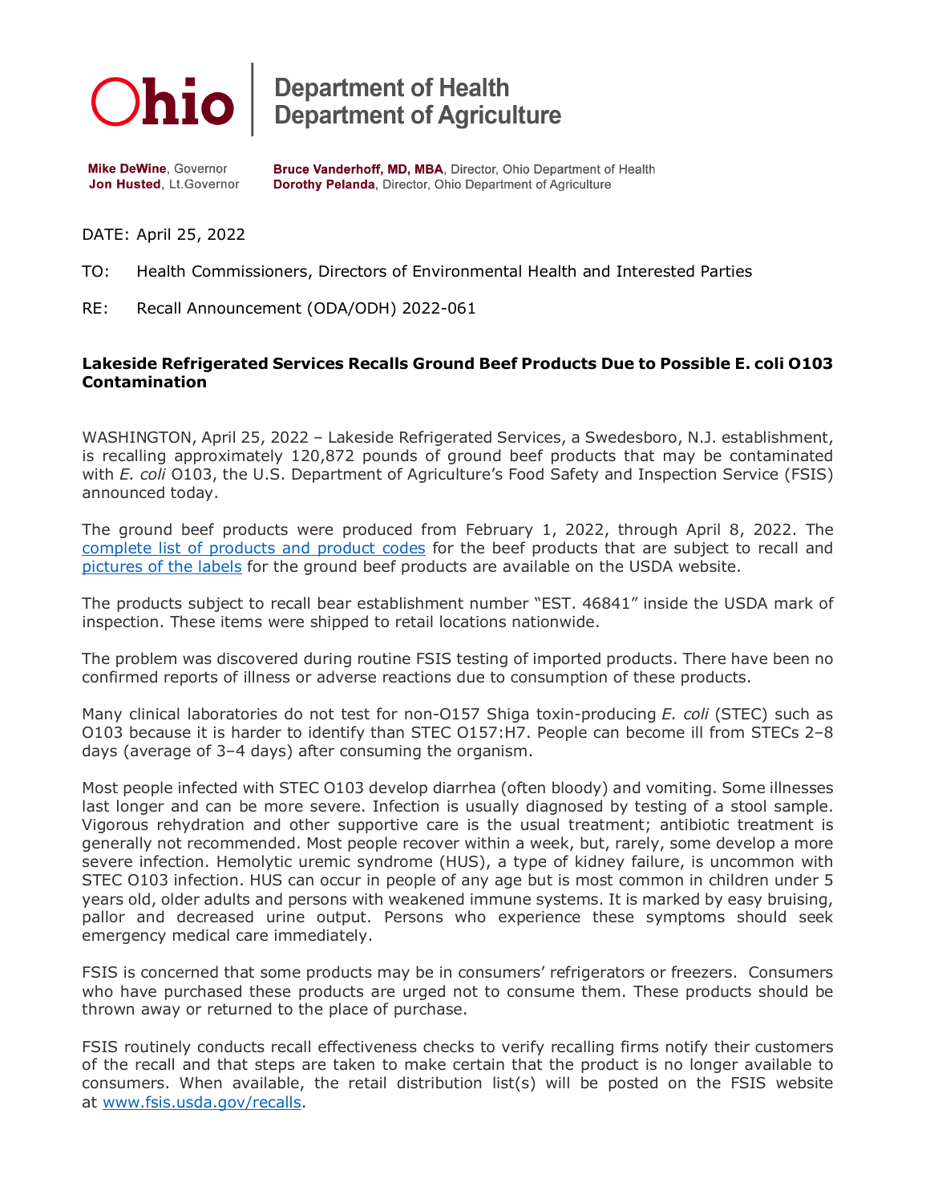Ohio | Department of Health
Department of Agriculture

**Mike DeWine**, Governor
**Jon Husted**, Lt.Governor

**Bruce Vanderhoff, MD, MBA**, Director, Ohio Department of Health
**Dorothy Pelanda**, Director, Ohio Department of Agriculture

DATE: April 25, 2022

TO: Health Commissioners, Directors of Environmental Health and Interested Parties

RE: Recall Announcement (ODA/ODH) 2022-061

**Lakeside Refrigerated Services Recalls Ground Beef Products Due to Possible E. coli O103 Contamination**

WASHINGTON, April 25, 2022 – Lakeside Refrigerated Services, a Swedesboro, N.J. establishment, is recalling approximately 120,872 pounds of ground beef products that may be contaminated with *E. coli* O103, the U.S. Department of Agriculture's Food Safety and Inspection Service (FSIS) announced today.

The ground beef products were produced from February 1, 2022, through April 8, 2022. The complete list of products and product codes for the beef products that are subject to recall and pictures of the labels for the ground beef products are available on the USDA website.

The products subject to recall bear establishment number "EST. 46841" inside the USDA mark of inspection. These items were shipped to retail locations nationwide.

The problem was discovered during routine FSIS testing of imported products. There have been no confirmed reports of illness or adverse reactions due to consumption of these products.

Many clinical laboratories do not test for non-O157 Shiga toxin-producing *E. coli* (STEC) such as O103 because it is harder to identify than STEC O157:H7. People can become ill from STECs 2–8 days (average of 3–4 days) after consuming the organism.

Most people infected with STEC O103 develop diarrhea (often bloody) and vomiting. Some illnesses last longer and can be more severe. Infection is usually diagnosed by testing of a stool sample. Vigorous rehydration and other supportive care is the usual treatment; antibiotic treatment is generally not recommended. Most people recover within a week, but, rarely, some develop a more severe infection. Hemolytic uremic syndrome (HUS), a type of kidney failure, is uncommon with STEC O103 infection. HUS can occur in people of any age but is most common in children under 5 years old, older adults and persons with weakened immune systems. It is marked by easy bruising, pallor and decreased urine output. Persons who experience these symptoms should seek emergency medical care immediately.

FSIS is concerned that some products may be in consumers' refrigerators or freezers. Consumers who have purchased these products are urged not to consume them. These products should be thrown away or returned to the place of purchase.

FSIS routinely conducts recall effectiveness checks to verify recalling firms notify their customers of the recall and that steps are taken to make certain that the product is no longer available to consumers. When available, the retail distribution list(s) will be posted on the FSIS website at www.fsis.usda.gov/recalls.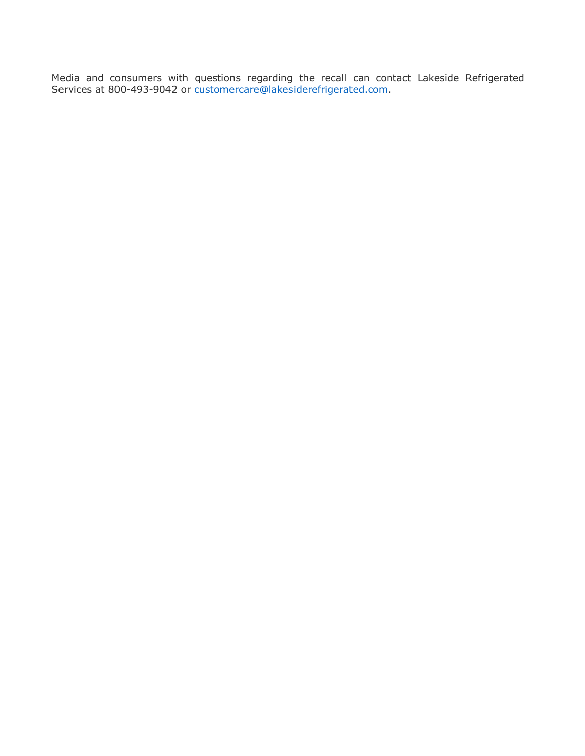Media and consumers with questions regarding the recall can contact Lakeside Refrigerated Services at 800-493-9042 or [customercare@lakesiderefrigerated.com](mailto:customercare@lakesiderefrigerated.com).